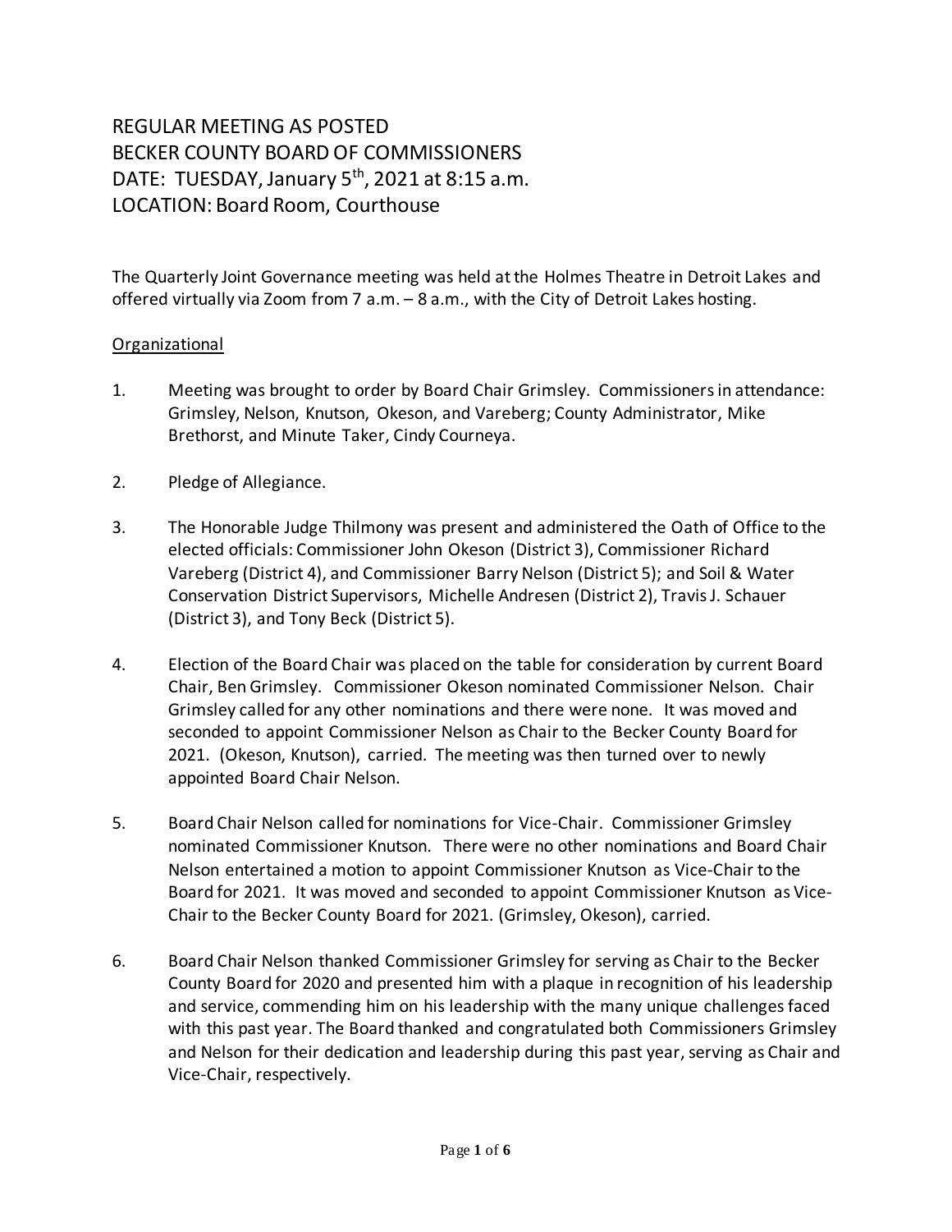# REGULAR MEETING AS POSTED
# BECKER COUNTY BOARD OF COMMISSIONERS
# DATE: TUESDAY, January 5th, 2021 at 8:15 a.m.
# LOCATION: Board Room, Courthouse

The Quarterly Joint Governance meeting was held at the Holmes Theatre in Detroit Lakes and offered virtually via Zoom from 7 a.m. – 8 a.m., with the City of Detroit Lakes hosting.

<u>Organizational</u>

1. Meeting was brought to order by Board Chair Grimsley. Commissioners in attendance: Grimsley, Nelson, Knutson, Okeson, and Vareberg; County Administrator, Mike Brethorst, and Minute Taker, Cindy Courneya.

2. Pledge of Allegiance.

3. The Honorable Judge Thilmony was present and administered the Oath of Office to the elected officials: Commissioner John Okeson (District 3), Commissioner Richard Vareberg (District 4), and Commissioner Barry Nelson (District 5); and Soil & Water Conservation District Supervisors, Michelle Andresen (District 2), Travis J. Schauer (District 3), and Tony Beck (District 5).

4. Election of the Board Chair was placed on the table for consideration by current Board Chair, Ben Grimsley. Commissioner Okeson nominated Commissioner Nelson. Chair Grimsley called for any other nominations and there were none. It was moved and seconded to appoint Commissioner Nelson as Chair to the Becker County Board for 2021. (Okeson, Knutson), carried. The meeting was then turned over to newly appointed Board Chair Nelson.

5. Board Chair Nelson called for nominations for Vice-Chair. Commissioner Grimsley nominated Commissioner Knutson. There were no other nominations and Board Chair Nelson entertained a motion to appoint Commissioner Knutson as Vice-Chair to the Board for 2021. It was moved and seconded to appoint Commissioner Knutson as Vice-Chair to the Becker County Board for 2021. (Grimsley, Okeson), carried.

6. Board Chair Nelson thanked Commissioner Grimsley for serving as Chair to the Becker County Board for 2020 and presented him with a plaque in recognition of his leadership and service, commending him on his leadership with the many unique challenges faced with this past year. The Board thanked and congratulated both Commissioners Grimsley and Nelson for their dedication and leadership during this past year, serving as Chair and Vice-Chair, respectively.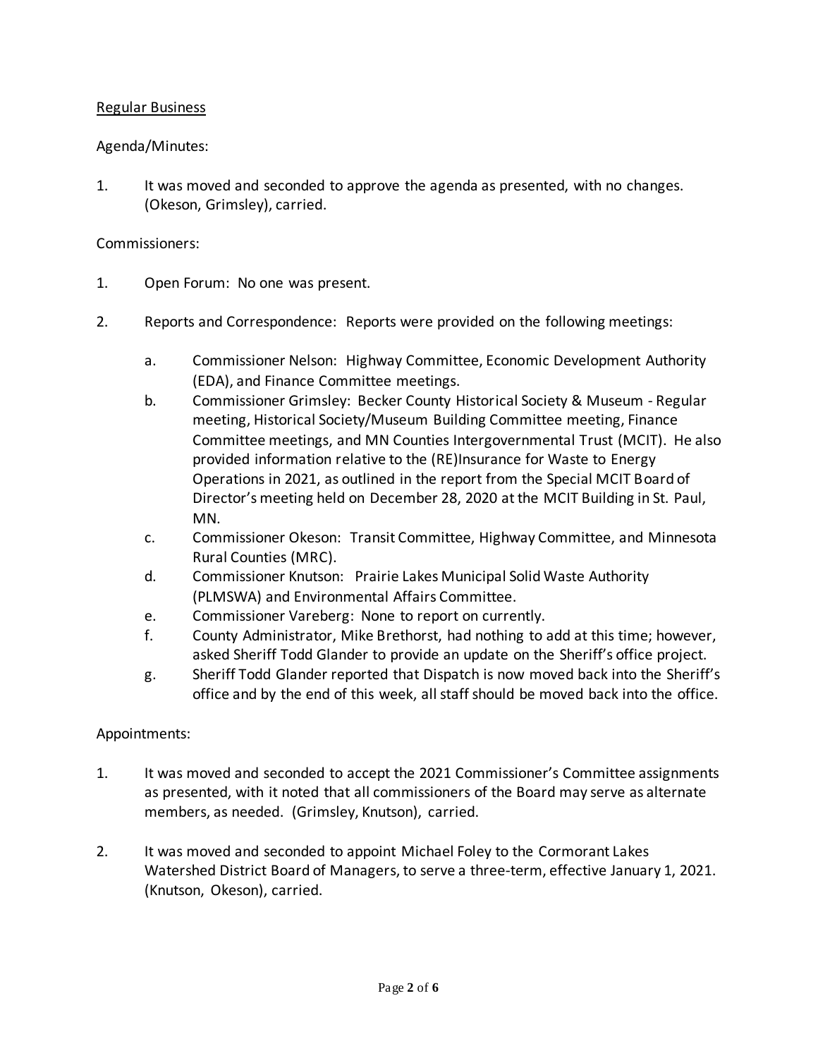Regular Business

Agenda/Minutes:

1. It was moved and seconded to approve the agenda as presented, with no changes. (Okeson, Grimsley), carried.

Commissioners:

1. Open Forum: No one was present.

2. Reports and Correspondence: Reports were provided on the following meetings:

   a. Commissioner Nelson: Highway Committee, Economic Development Authority (EDA), and Finance Committee meetings.
   b. Commissioner Grimsley: Becker County Historical Society & Museum - Regular meeting, Historical Society/Museum Building Committee meeting, Finance Committee meetings, and MN Counties Intergovernmental Trust (MCIT). He also provided information relative to the (RE)Insurance for Waste to Energy Operations in 2021, as outlined in the report from the Special MCIT Board of Director's meeting held on December 28, 2020 at the MCIT Building in St. Paul, MN.
   c. Commissioner Okeson: Transit Committee, Highway Committee, and Minnesota Rural Counties (MRC).
   d. Commissioner Knutson: Prairie Lakes Municipal Solid Waste Authority (PLMSWA) and Environmental Affairs Committee.
   e. Commissioner Vareberg: None to report on currently.
   f. County Administrator, Mike Brethorst, had nothing to add at this time; however, asked Sheriff Todd Glander to provide an update on the Sheriff's office project.
   g. Sheriff Todd Glander reported that Dispatch is now moved back into the Sheriff's office and by the end of this week, all staff should be moved back into the office.

Appointments:

1. It was moved and seconded to accept the 2021 Commissioner's Committee assignments as presented, with it noted that all commissioners of the Board may serve as alternate members, as needed. (Grimsley, Knutson), carried.

2. It was moved and seconded to appoint Michael Foley to the Cormorant Lakes Watershed District Board of Managers, to serve a three-term, effective January 1, 2021. (Knutson, Okeson), carried.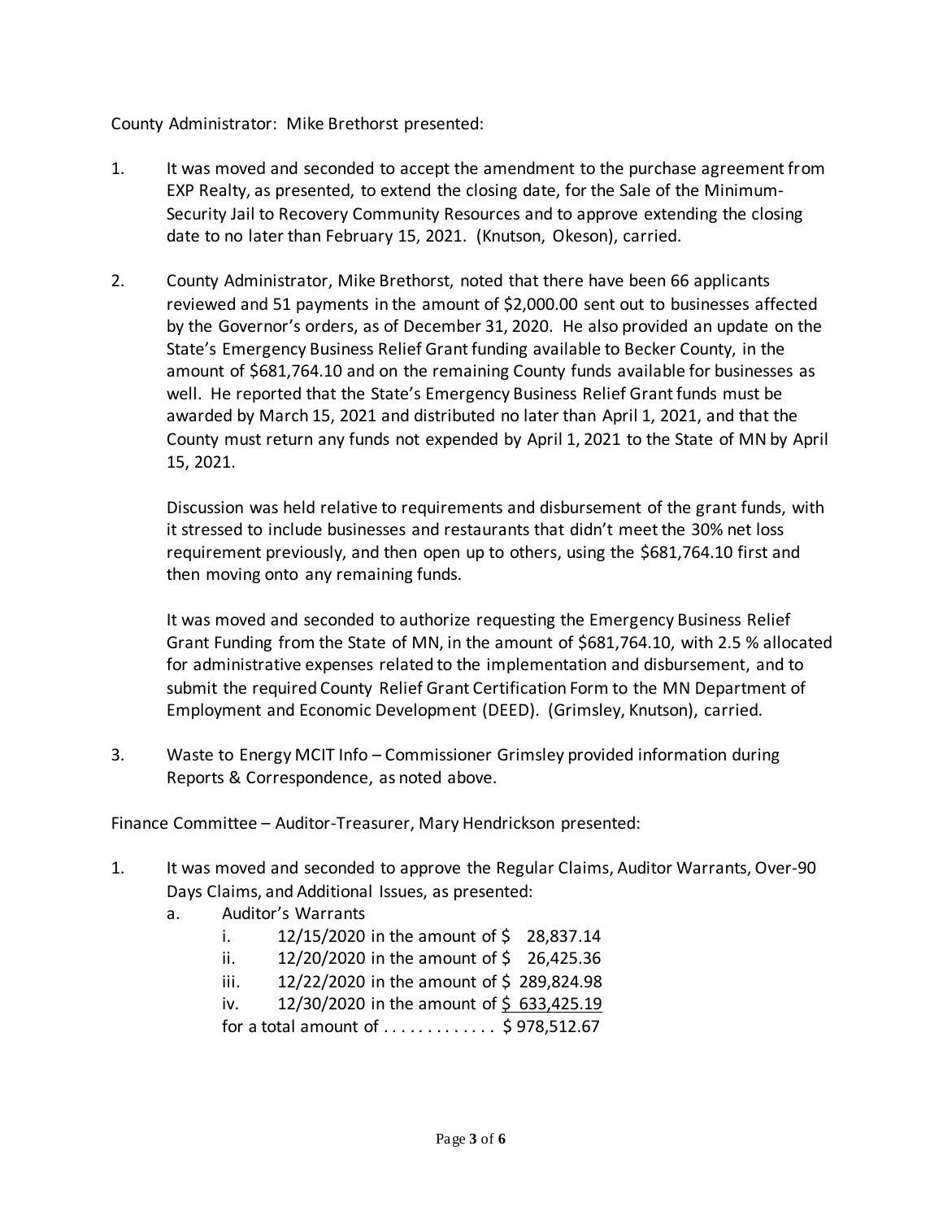County Administrator: Mike Brethorst presented:

1. It was moved and seconded to accept the amendment to the purchase agreement from EXP Realty, as presented, to extend the closing date, for the Sale of the Minimum-Security Jail to Recovery Community Resources and to approve extending the closing date to no later than February 15, 2021. (Knutson, Okeson), carried.

2. County Administrator, Mike Brethorst, noted that there have been 66 applicants reviewed and 51 payments in the amount of $2,000.00 sent out to businesses affected by the Governor's orders, as of December 31, 2020. He also provided an update on the State's Emergency Business Relief Grant funding available to Becker County, in the amount of $681,764.10 and on the remaining County funds available for businesses as well. He reported that the State's Emergency Business Relief Grant funds must be awarded by March 15, 2021 and distributed no later than April 1, 2021, and that the County must return any funds not expended by April 1, 2021 to the State of MN by April 15, 2021.

   Discussion was held relative to requirements and disbursement of the grant funds, with it stressed to include businesses and restaurants that didn't meet the 30% net loss requirement previously, and then open up to others, using the $681,764.10 first and then moving onto any remaining funds.

   It was moved and seconded to authorize requesting the Emergency Business Relief Grant Funding from the State of MN, in the amount of $681,764.10, with 2.5 % allocated for administrative expenses related to the implementation and disbursement, and to submit the required County Relief Grant Certification Form to the MN Department of Employment and Economic Development (DEED). (Grimsley, Knutson), carried.

3. Waste to Energy MCIT Info – Commissioner Grimsley provided information during Reports & Correspondence, as noted above.

Finance Committee – Auditor-Treasurer, Mary Hendrickson presented:

1. It was moved and seconded to approve the Regular Claims, Auditor Warrants, Over-90 Days Claims, and Additional Issues, as presented:
   a. Auditor's Warrants
      i. 12/15/2020 in the amount of $ 28,837.14
      ii. 12/20/2020 in the amount of $ 26,425.36
      iii. 12/22/2020 in the amount of $ 289,824.98
      iv. 12/30/2020 in the amount of $ 633,425.19

      for a total amount of . . . . . . . . . . . . . $ 978,512.67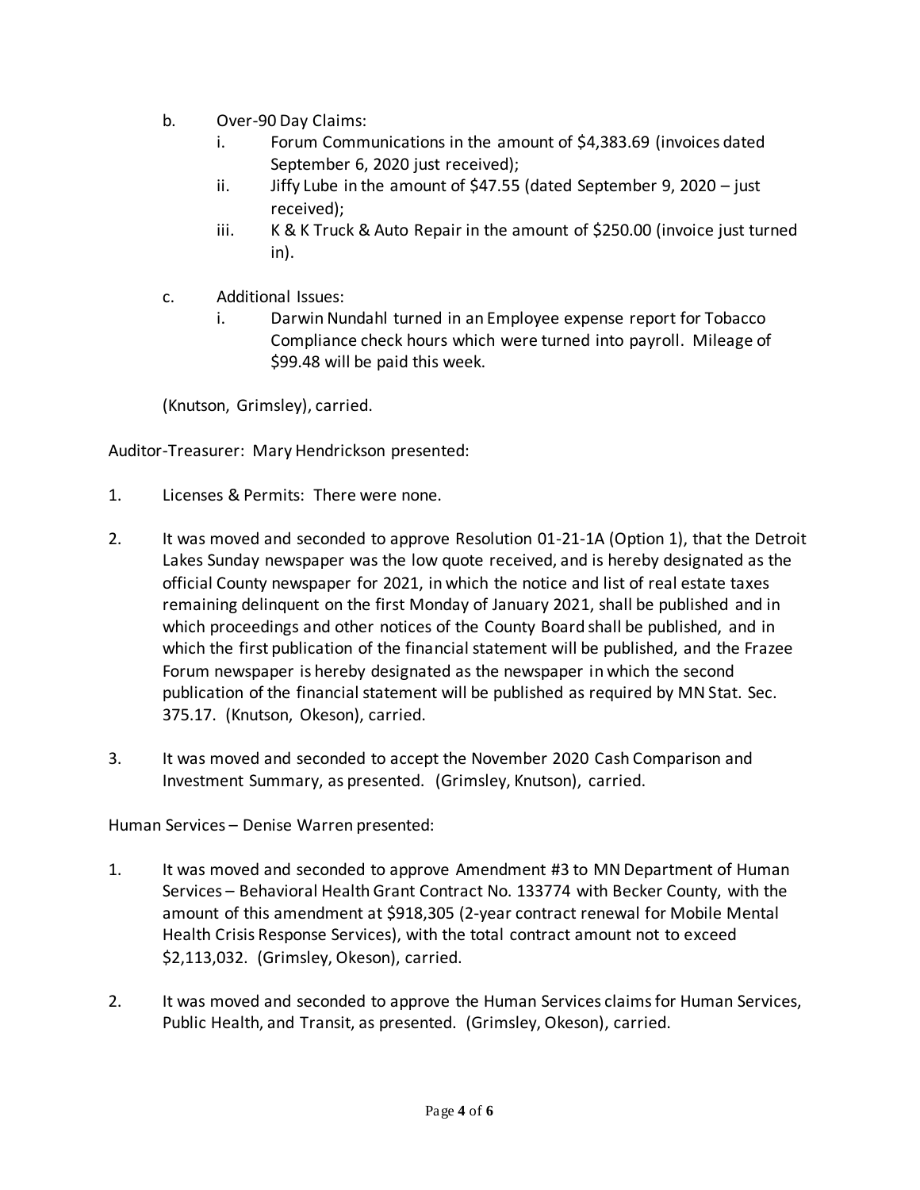b. Over-90 Day Claims:
   i. Forum Communications in the amount of $4,383.69 (invoices dated September 6, 2020 just received);
   ii. Jiffy Lube in the amount of $47.55 (dated September 9, 2020 – just received);
   iii. K & K Truck & Auto Repair in the amount of $250.00 (invoice just turned in).

c. Additional Issues:
   i. Darwin Nundahl turned in an Employee expense report for Tobacco Compliance check hours which were turned into payroll. Mileage of $99.48 will be paid this week.

(Knutson, Grimsley), carried.

Auditor-Treasurer: Mary Hendrickson presented:

1. Licenses & Permits: There were none.

2. It was moved and seconded to approve Resolution 01-21-1A (Option 1), that the Detroit Lakes Sunday newspaper was the low quote received, and is hereby designated as the official County newspaper for 2021, in which the notice and list of real estate taxes remaining delinquent on the first Monday of January 2021, shall be published and in which proceedings and other notices of the County Board shall be published, and in which the first publication of the financial statement will be published, and the Frazee Forum newspaper is hereby designated as the newspaper in which the second publication of the financial statement will be published as required by MN Stat. Sec. 375.17. (Knutson, Okeson), carried.

3. It was moved and seconded to accept the November 2020 Cash Comparison and Investment Summary, as presented. (Grimsley, Knutson), carried.

Human Services – Denise Warren presented:

1. It was moved and seconded to approve Amendment #3 to MN Department of Human Services – Behavioral Health Grant Contract No. 133774 with Becker County, with the amount of this amendment at $918,305 (2-year contract renewal for Mobile Mental Health Crisis Response Services), with the total contract amount not to exceed $2,113,032. (Grimsley, Okeson), carried.

2. It was moved and seconded to approve the Human Services claims for Human Services, Public Health, and Transit, as presented. (Grimsley, Okeson), carried.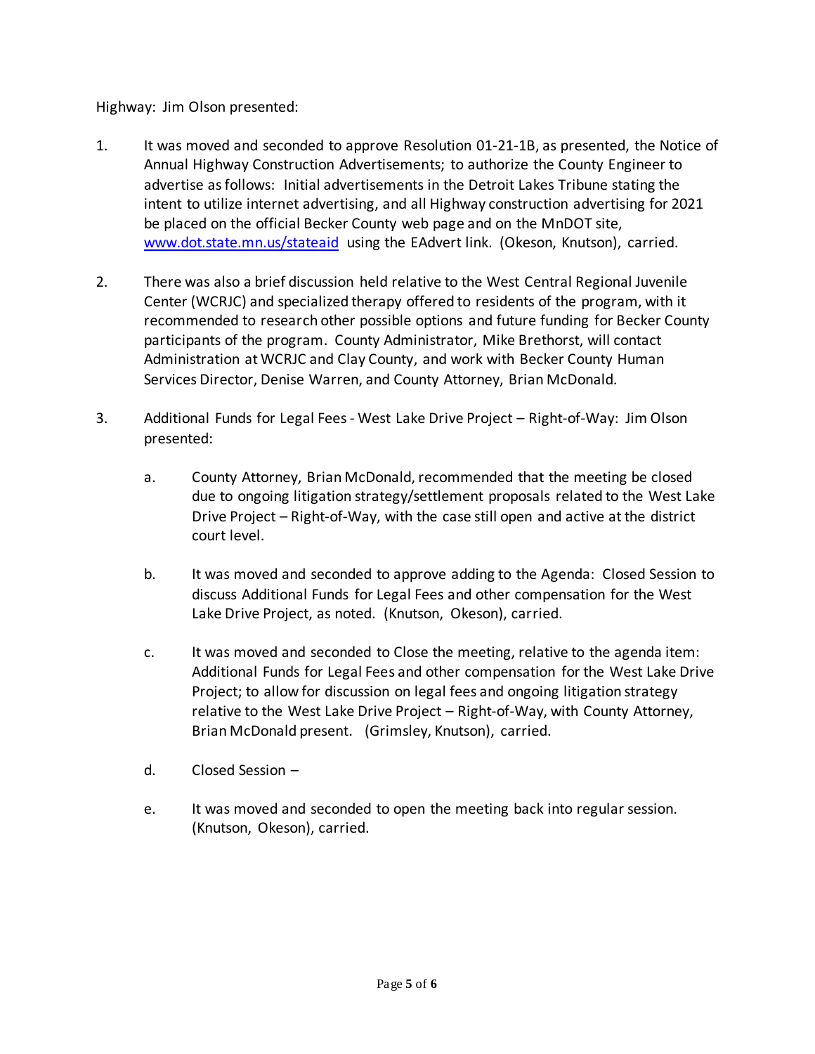Highway: Jim Olson presented:

1. It was moved and seconded to approve Resolution 01-21-1B, as presented, the Notice of Annual Highway Construction Advertisements; to authorize the County Engineer to advertise as follows: Initial advertisements in the Detroit Lakes Tribune stating the intent to utilize internet advertising, and all Highway construction advertising for 2021 be placed on the official Becker County web page and on the MnDOT site, [www.dot.state.mn.us/stateaid](www.dot.state.mn.us/stateaid) using the EAdvert link. (Okeson, Knutson), carried.

2. There was also a brief discussion held relative to the West Central Regional Juvenile Center (WCRJC) and specialized therapy offered to residents of the program, with it recommended to research other possible options and future funding for Becker County participants of the program. County Administrator, Mike Brethorst, will contact Administration at WCRJC and Clay County, and work with Becker County Human Services Director, Denise Warren, and County Attorney, Brian McDonald.

3. Additional Funds for Legal Fees - West Lake Drive Project – Right-of-Way: Jim Olson presented:

   a. County Attorney, Brian McDonald, recommended that the meeting be closed due to ongoing litigation strategy/settlement proposals related to the West Lake Drive Project – Right-of-Way, with the case still open and active at the district court level.

   b. It was moved and seconded to approve adding to the Agenda: Closed Session to discuss Additional Funds for Legal Fees and other compensation for the West Lake Drive Project, as noted. (Knutson, Okeson), carried.

   c. It was moved and seconded to Close the meeting, relative to the agenda item: Additional Funds for Legal Fees and other compensation for the West Lake Drive Project; to allow for discussion on legal fees and ongoing litigation strategy relative to the West Lake Drive Project – Right-of-Way, with County Attorney, Brian McDonald present. (Grimsley, Knutson), carried.

   d. Closed Session –

   e. It was moved and seconded to open the meeting back into regular session. (Knutson, Okeson), carried.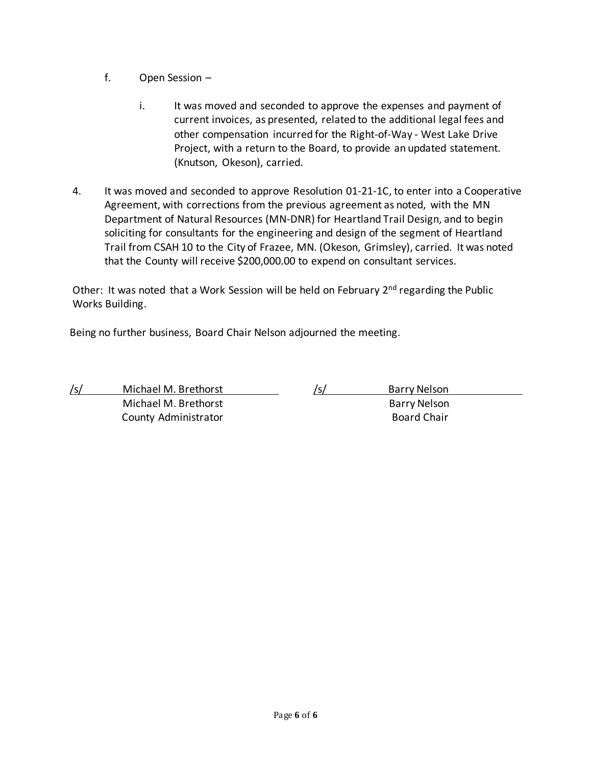f. Open Session –

   i. It was moved and seconded to approve the expenses and payment of current invoices, as presented, related to the additional legal fees and other compensation incurred for the Right-of-Way - West Lake Drive Project, with a return to the Board, to provide an updated statement. (Knutson, Okeson), carried.

4. It was moved and seconded to approve Resolution 01-21-1C, to enter into a Cooperative Agreement, with corrections from the previous agreement as noted, with the MN Department of Natural Resources (MN-DNR) for Heartland Trail Design, and to begin soliciting for consultants for the engineering and design of the segment of Heartland Trail from CSAH 10 to the City of Frazee, MN. (Okeson, Grimsley), carried. It was noted that the County will receive $200,000.00 to expend on consultant services.

Other: It was noted that a Work Session will be held on February 2nd regarding the Public Works Building.

Being no further business, Board Chair Nelson adjourned the meeting.

| | |
|---|---|
| /s/ Michael M. Brethorst | /s/ Barry Nelson |
| Michael M. Brethorst | Barry Nelson |
| County Administrator | Board Chair |